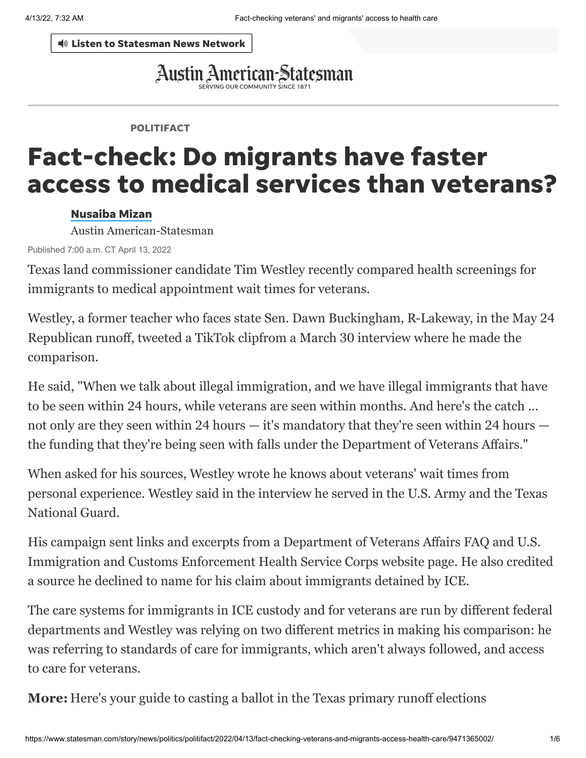Austin American-Statesman

SERVING OUR COMMUNITY SINCE 1871

POLITIFACT

# Fact-check: Do migrants have faster access to medical services than veterans?

**Nusaiba Mizan**

Austin American-Statesman

Published 7:00 a.m. CT April 13, 2022

Texas land commissioner candidate Tim Westley recently compared health screenings for immigrants to medical appointment wait times for veterans.

Westley, a former teacher who faces state Sen. Dawn Buckingham, R-Lakeway, in the May 24 Republican runoff, tweeted a TikTok clipfrom a March 30 interview where he made the comparison.

He said, "When we talk about illegal immigration, and we have illegal immigrants that have to be seen within 24 hours, while veterans are seen within months. And here's the catch ... not only are they seen within 24 hours — it's mandatory that they're seen within 24 hours — the funding that they're being seen with falls under the Department of Veterans Affairs."

When asked for his sources, Westley wrote he knows about veterans' wait times from personal experience. Westley said in the interview he served in the U.S. Army and the Texas National Guard.

His campaign sent links and excerpts from a Department of Veterans Affairs FAQ and U.S. Immigration and Customs Enforcement Health Service Corps website page. He also credited a source he declined to name for his claim about immigrants detained by ICE.

The care systems for immigrants in ICE custody and for veterans are run by different federal departments and Westley was relying on two different metrics in making his comparison: he was referring to standards of care for immigrants, which aren't always followed, and access to care for veterans.

**More:** Here's your guide to casting a ballot in the Texas primary runoff elections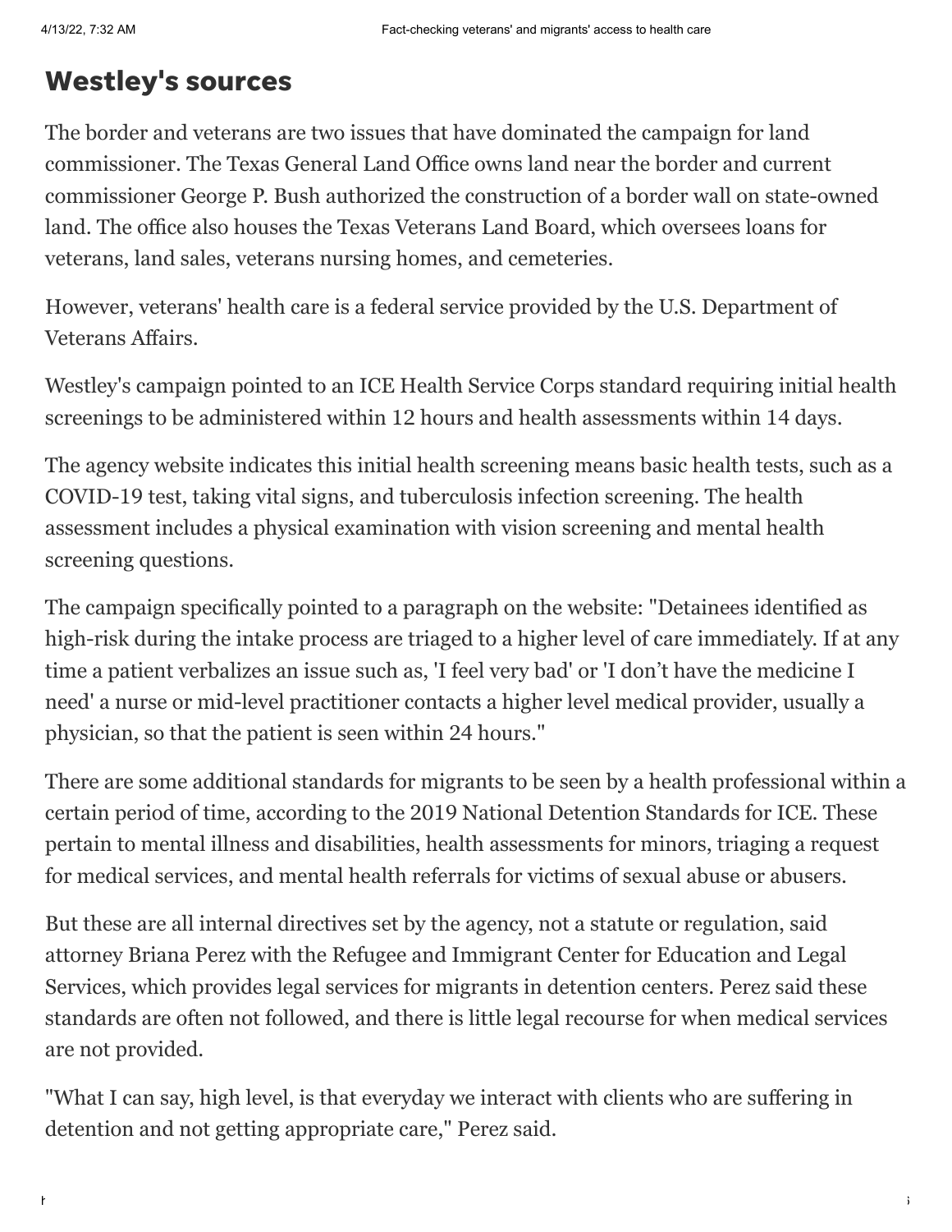## Westley's sources

The border and veterans are two issues that have dominated the campaign for land commissioner. The Texas General Land Office owns land near the border and current commissioner George P. Bush authorized the construction of a border wall on state-owned land. The office also houses the Texas Veterans Land Board, which oversees loans for veterans, land sales, veterans nursing homes, and cemeteries.

However, veterans' health care is a federal service provided by the U.S. Department of Veterans Affairs.

Westley's campaign pointed to an ICE Health Service Corps standard requiring initial health screenings to be administered within 12 hours and health assessments within 14 days.

The agency website indicates this initial health screening means basic health tests, such as a COVID-19 test, taking vital signs, and tuberculosis infection screening. The health assessment includes a physical examination with vision screening and mental health screening questions.

The campaign specifically pointed to a paragraph on the website: "Detainees identified as high-risk during the intake process are triaged to a higher level of care immediately. If at any time a patient verbalizes an issue such as, 'I feel very bad' or 'I don't have the medicine I need' a nurse or mid-level practitioner contacts a higher level medical provider, usually a physician, so that the patient is seen within 24 hours."

There are some additional standards for migrants to be seen by a health professional within a certain period of time, according to the 2019 National Detention Standards for ICE. These pertain to mental illness and disabilities, health assessments for minors, triaging a request for medical services, and mental health referrals for victims of sexual abuse or abusers.

But these are all internal directives set by the agency, not a statute or regulation, said attorney Briana Perez with the Refugee and Immigrant Center for Education and Legal Services, which provides legal services for migrants in detention centers. Perez said these standards are often not followed, and there is little legal recourse for when medical services are not provided.

"What I can say, high level, is that everyday we interact with clients who are suffering in detention and not getting appropriate care," Perez said.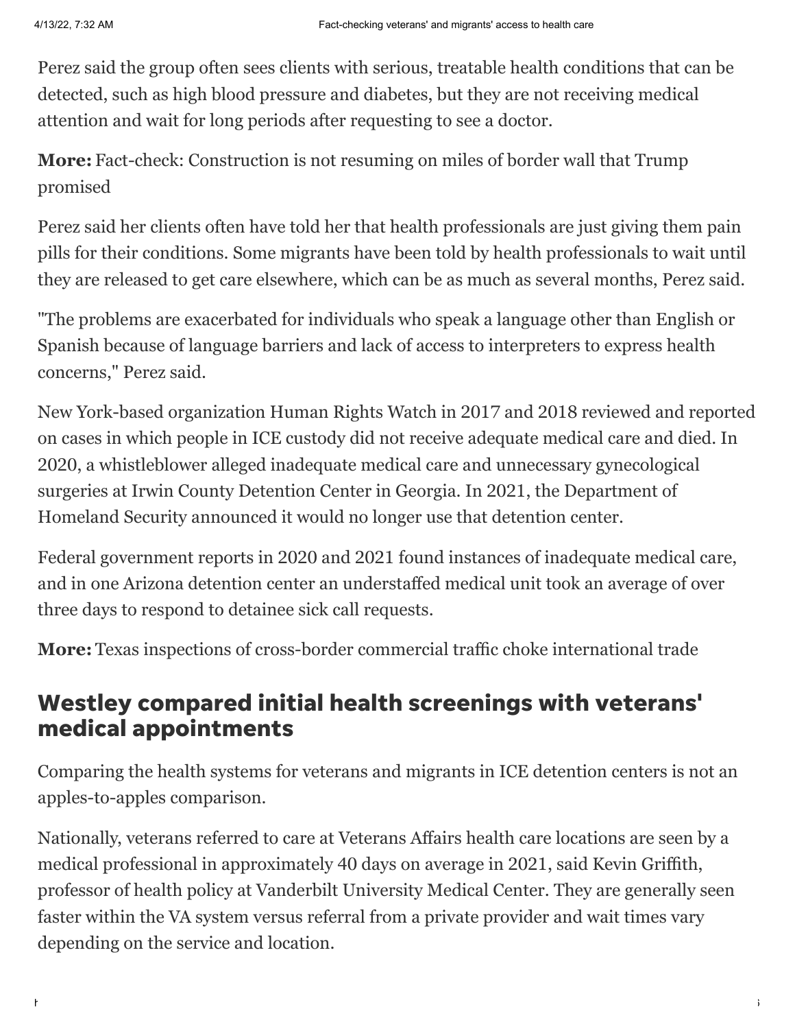Perez said the group often sees clients with serious, treatable health conditions that can be detected, such as high blood pressure and diabetes, but they are not receiving medical attention and wait for long periods after requesting to see a doctor.

**More:** Fact-check: Construction is not resuming on miles of border wall that Trump promised

Perez said her clients often have told her that health professionals are just giving them pain pills for their conditions. Some migrants have been told by health professionals to wait until they are released to get care elsewhere, which can be as much as several months, Perez said.

"The problems are exacerbated for individuals who speak a language other than English or Spanish because of language barriers and lack of access to interpreters to express health concerns," Perez said.

New York-based organization Human Rights Watch in 2017 and 2018 reviewed and reported on cases in which people in ICE custody did not receive adequate medical care and died. In 2020, a whistleblower alleged inadequate medical care and unnecessary gynecological surgeries at Irwin County Detention Center in Georgia. In 2021, the Department of Homeland Security announced it would no longer use that detention center.

Federal government reports in 2020 and 2021 found instances of inadequate medical care, and in one Arizona detention center an understaffed medical unit took an average of over three days to respond to detainee sick call requests.

**More:** Texas inspections of cross-border commercial traffic choke international trade

## Westley compared initial health screenings with veterans' medical appointments

Comparing the health systems for veterans and migrants in ICE detention centers is not an apples-to-apples comparison.

Nationally, veterans referred to care at Veterans Affairs health care locations are seen by a medical professional in approximately 40 days on average in 2021, said Kevin Griffith, professor of health policy at Vanderbilt University Medical Center. They are generally seen faster within the VA system versus referral from a private provider and wait times vary depending on the service and location.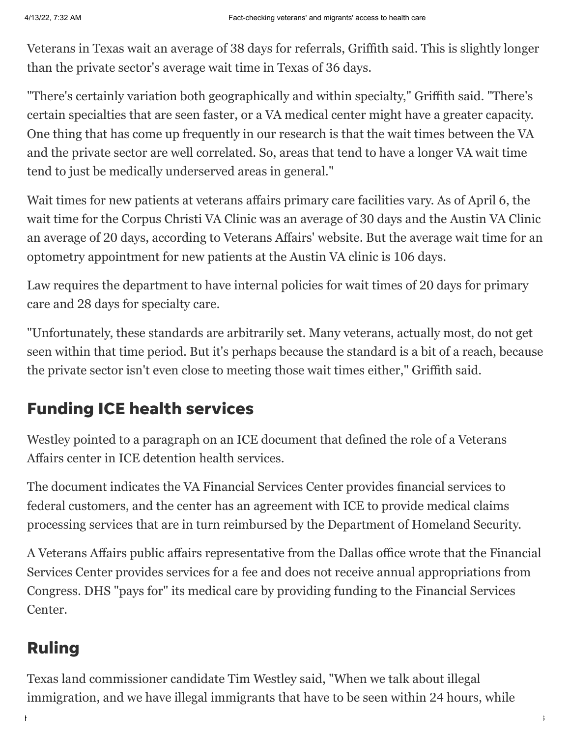Veterans in Texas wait an average of 38 days for referrals, Griffith said. This is slightly longer than the private sector's average wait time in Texas of 36 days.

"There's certainly variation both geographically and within specialty," Griffith said. "There's certain specialties that are seen faster, or a VA medical center might have a greater capacity. One thing that has come up frequently in our research is that the wait times between the VA and the private sector are well correlated. So, areas that tend to have a longer VA wait time tend to just be medically underserved areas in general."

Wait times for new patients at veterans affairs primary care facilities vary. As of April 6, the wait time for the Corpus Christi VA Clinic was an average of 30 days and the Austin VA Clinic an average of 20 days, according to Veterans Affairs' website. But the average wait time for an optometry appointment for new patients at the Austin VA clinic is 106 days.

Law requires the department to have internal policies for wait times of 20 days for primary care and 28 days for specialty care.

"Unfortunately, these standards are arbitrarily set. Many veterans, actually most, do not get seen within that time period. But it's perhaps because the standard is a bit of a reach, because the private sector isn't even close to meeting those wait times either," Griffith said.

## Funding ICE health services

Westley pointed to a paragraph on an ICE document that defined the role of a Veterans Affairs center in ICE detention health services.

The document indicates the VA Financial Services Center provides financial services to federal customers, and the center has an agreement with ICE to provide medical claims processing services that are in turn reimbursed by the Department of Homeland Security.

A Veterans Affairs public affairs representative from the Dallas office wrote that the Financial Services Center provides services for a fee and does not receive annual appropriations from Congress. DHS "pays for" its medical care by providing funding to the Financial Services Center.

## Ruling

Texas land commissioner candidate Tim Westley said, "When we talk about illegal immigration, and we have illegal immigrants that have to be seen within 24 hours, while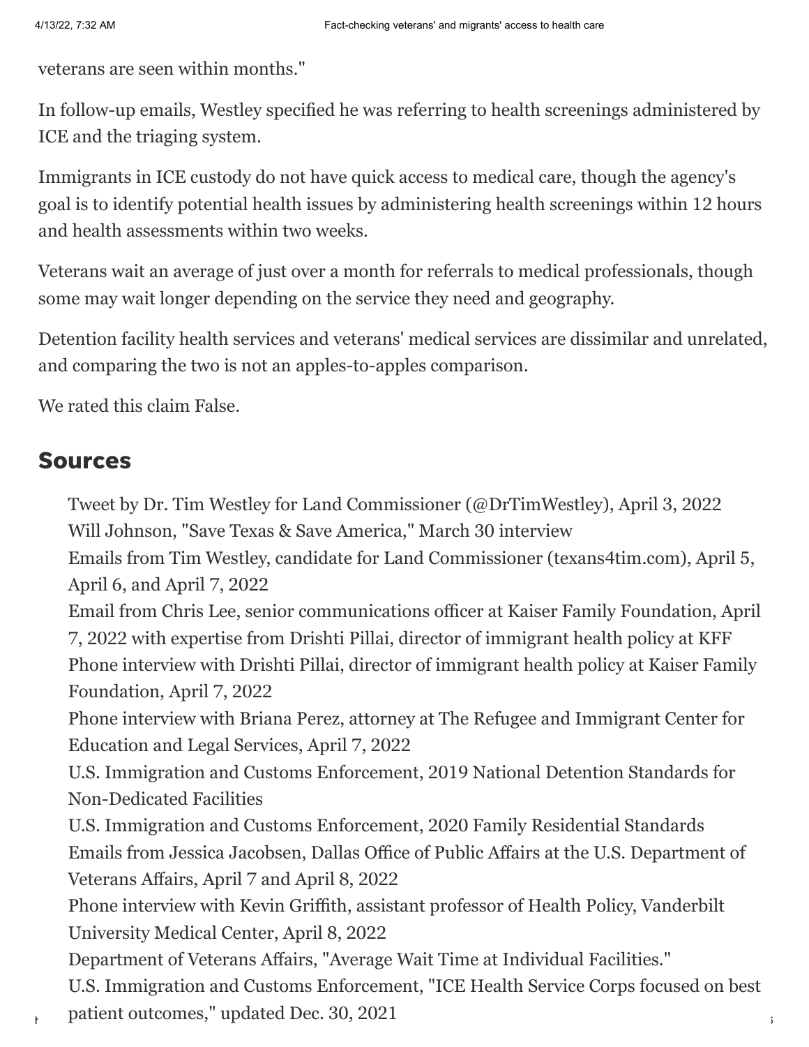veterans are seen within months."

In follow-up emails, Westley specified he was referring to health screenings administered by ICE and the triaging system.

Immigrants in ICE custody do not have quick access to medical care, though the agency's goal is to identify potential health issues by administering health screenings within 12 hours and health assessments within two weeks.

Veterans wait an average of just over a month for referrals to medical professionals, though some may wait longer depending on the service they need and geography.

Detention facility health services and veterans' medical services are dissimilar and unrelated, and comparing the two is not an apples-to-apples comparison.

We rated this claim False.

## Sources

Tweet by Dr. Tim Westley for Land Commissioner (@DrTimWestley), April 3, 2022

Will Johnson, "Save Texas & Save America," March 30 interview

Emails from Tim Westley, candidate for Land Commissioner (texans4tim.com), April 5, April 6, and April 7, 2022

Email from Chris Lee, senior communications officer at Kaiser Family Foundation, April 7, 2022 with expertise from Drishti Pillai, director of immigrant health policy at KFF

Phone interview with Drishti Pillai, director of immigrant health policy at Kaiser Family Foundation, April 7, 2022

Phone interview with Briana Perez, attorney at The Refugee and Immigrant Center for Education and Legal Services, April 7, 2022

U.S. Immigration and Customs Enforcement, 2019 National Detention Standards for Non-Dedicated Facilities

U.S. Immigration and Customs Enforcement, 2020 Family Residential Standards

Emails from Jessica Jacobsen, Dallas Office of Public Affairs at the U.S. Department of Veterans Affairs, April 7 and April 8, 2022

Phone interview with Kevin Griffith, assistant professor of Health Policy, Vanderbilt University Medical Center, April 8, 2022

Department of Veterans Affairs, "Average Wait Time at Individual Facilities."

U.S. Immigration and Customs Enforcement, "ICE Health Service Corps focused on best patient outcomes," updated Dec. 30, 2021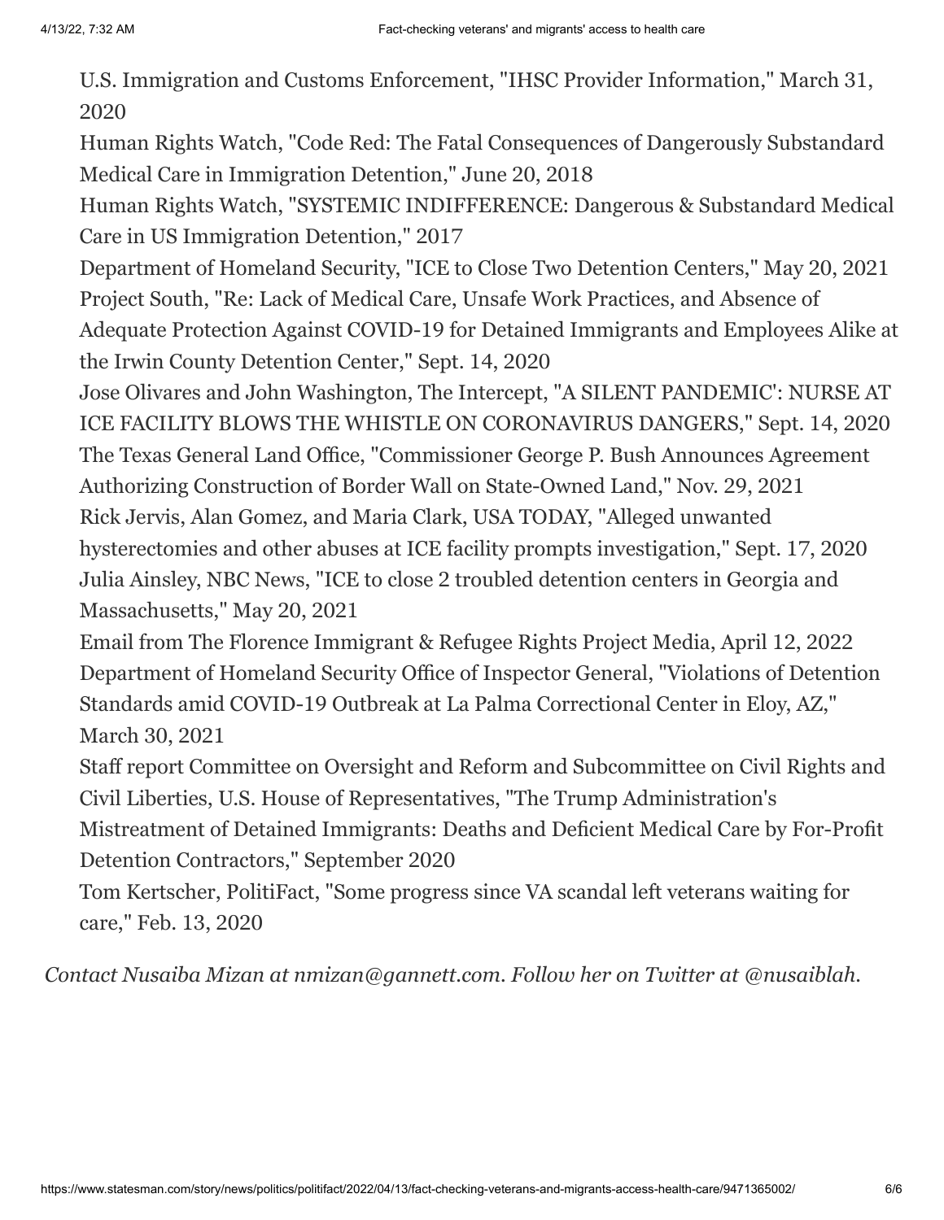U.S. Immigration and Customs Enforcement, "IHSC Provider Information," March 31, 2020

Human Rights Watch, "Code Red: The Fatal Consequences of Dangerously Substandard Medical Care in Immigration Detention," June 20, 2018

Human Rights Watch, "SYSTEMIC INDIFFERENCE: Dangerous & Substandard Medical Care in US Immigration Detention," 2017

Department of Homeland Security, "ICE to Close Two Detention Centers," May 20, 2021

Project South, "Re: Lack of Medical Care, Unsafe Work Practices, and Absence of Adequate Protection Against COVID-19 for Detained Immigrants and Employees Alike at the Irwin County Detention Center," Sept. 14, 2020

Jose Olivares and John Washington, The Intercept, "A SILENT PANDEMIC': NURSE AT ICE FACILITY BLOWS THE WHISTLE ON CORONAVIRUS DANGERS," Sept. 14, 2020

The Texas General Land Office, "Commissioner George P. Bush Announces Agreement Authorizing Construction of Border Wall on State-Owned Land," Nov. 29, 2021

Rick Jervis, Alan Gomez, and Maria Clark, USA TODAY, "Alleged unwanted hysterectomies and other abuses at ICE facility prompts investigation," Sept. 17, 2020

Julia Ainsley, NBC News, "ICE to close 2 troubled detention centers in Georgia and Massachusetts," May 20, 2021

Email from The Florence Immigrant & Refugee Rights Project Media, April 12, 2022

Department of Homeland Security Office of Inspector General, "Violations of Detention Standards amid COVID-19 Outbreak at La Palma Correctional Center in Eloy, AZ," March 30, 2021

Staff report Committee on Oversight and Reform and Subcommittee on Civil Rights and Civil Liberties, U.S. House of Representatives, "The Trump Administration's Mistreatment of Detained Immigrants: Deaths and Deficient Medical Care by For-Profit Detention Contractors," September 2020

Tom Kertscher, PolitiFact, "Some progress since VA scandal left veterans waiting for care," Feb. 13, 2020

*Contact Nusaiba Mizan at nmizan@gannett.com. Follow her on Twitter at @nusaiblah.*